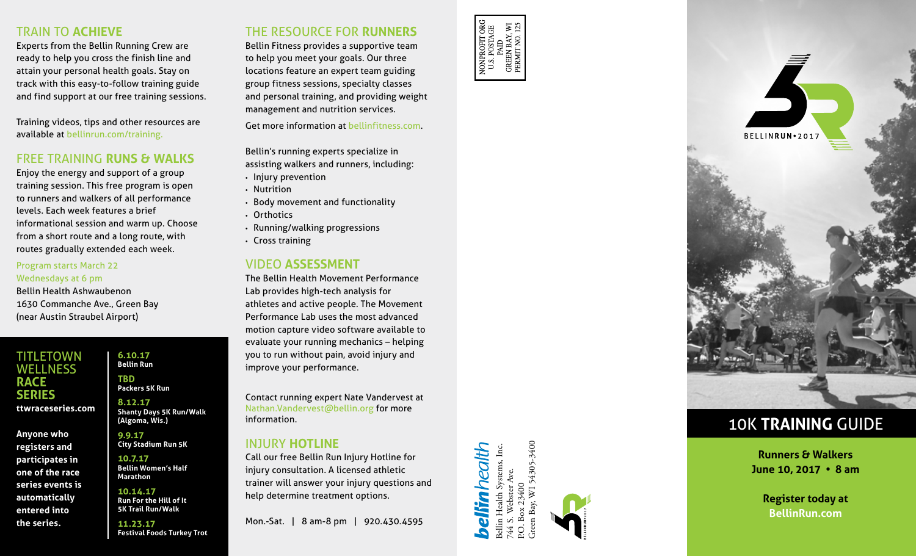## TRAIN TO **ACHIEVE**

Experts from the Bellin Running Crew are ready to help you cross the finish line and attain your personal health goals. Stay on track with this easy-to-follow training guide and find support at our free training sessions.

Training videos, tips and other resources are available at bellinrun.com/training.

## FREE TRAINING **RUNS & WALKS**

Enjoy the energy and support of a group training session. This free program is open to runners and walkers of all performance levels. Each week features a brief informational session and warm up. Choose from a short route and a long route, with routes gradually extended each week.

Program starts March 22
Wednesdays at 6 pm
Bellin Health Ashwaubenon
1630 Commanche Ave., Green Bay
(near Austin Straubel Airport)

## TITLETOWN WELLNESS **RACE SERIES**

**ttwraceseries.com**

**Anyone who registers and participates in one of the race series events is automatically entered into the series.**

**6.10.17**
**Bellin Run**

**TBD**
**Packers 5K Run**

**8.12.17**
**Shanty Days 5K Run/Walk (Algoma, Wis.)**

**9.9.17**
**City Stadium Run 5K**

**10.7.17**
**Bellin Women's Half Marathon**

**10.14.17**
**Run For the Hill of It 5K Trail Run/Walk**

**11.23.17**
**Festival Foods Turkey Trot**

## THE RESOURCE FOR **RUNNERS**

Bellin Fitness provides a supportive team to help you meet your goals. Our three locations feature an expert team guiding group fitness sessions, specialty classes and personal training, and providing weight management and nutrition services.

Get more information at bellinfitness.com.

Bellin's running experts specialize in assisting walkers and runners, including:

- Injury prevention
- Nutrition
- Body movement and functionality
- Orthotics
- Running/walking progressions
- Cross training

## VIDEO **ASSESSMENT**

The Bellin Health Movement Performance Lab provides high-tech analysis for athletes and active people. The Movement Performance Lab uses the most advanced motion capture video software available to evaluate your running mechanics – helping you to run without pain, avoid injury and improve your performance.

Contact running expert Nate Vandervest at Nathan.Vandervest@bellin.org for more information.

## INJURY **HOTLINE**

Call our free Bellin Run Injury Hotline for injury consultation. A licensed athletic trainer will answer your injury questions and help determine treatment options.

Mon.-Sat. | 8 am-8 pm | 920.430.4595

NONPROFIT ORG
U.S. POSTAGE
PAID
GREEN BAY, WI
PERMIT NO. 125

**bellin**health
Bellin Health Systems, Inc.
744 S. Webster Ave.
P.O. Box 23400
Green Bay, WI 54305-3400

BELLINRUN • 2017

# 10K **TRAINING** GUIDE

**Runners & Walkers**
**June 10, 2017 • 8 am**

**Register today at**
**BellinRun.com**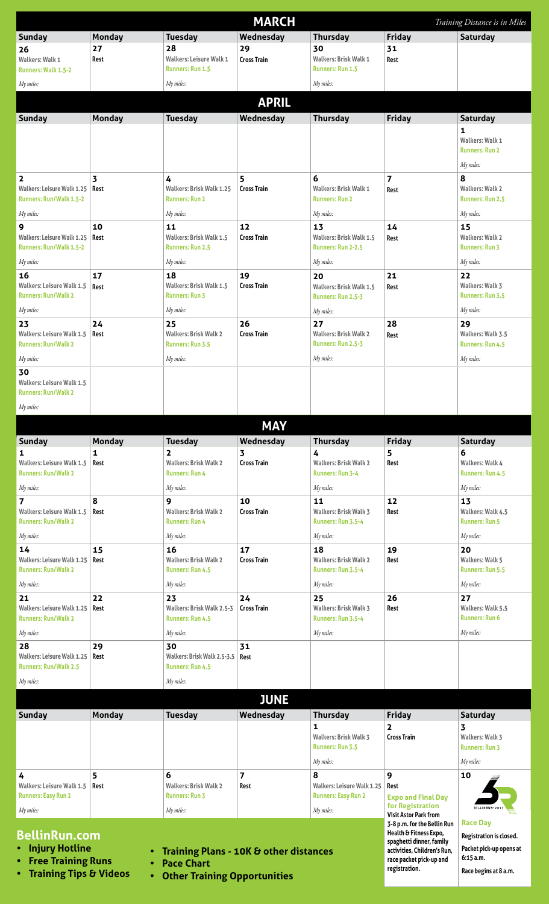## MARCH

*Training Distance is in Miles*

| Sunday | Monday | Tuesday | Wednesday | Thursday | Friday | Saturday |
|---|---|---|---|---|---|---|
| 26<br>Walkers: Walk 1<br>Runners: Walk 1.5-2<br>*My miles:* | 27<br>Rest | 28<br>Walkers: Leisure Walk 1<br>Runners: Run 1.5<br>*My miles:* | 29<br>Cross Train | 30<br>Walkers: Brisk Walk 1<br>Runners: Run 1.5<br>*My miles:* | 31<br>Rest | |

## APRIL

| Sunday | Monday | Tuesday | Wednesday | Thursday | Friday | Saturday |
|---|---|---|---|---|---|---|
| | | | | | | 1<br>Walkers: Walk 1<br>Runners: Run 2<br>*My miles:* |
| 2<br>Walkers: Leisure Walk 1.25<br>Runners: Run/Walk 1.5-2<br>*My miles:* | 3<br>Rest | 4<br>Walkers: Brisk Walk 1.25<br>Runners: Run 2<br>*My miles:* | 5<br>Cross Train | 6<br>Walkers: Brisk Walk 1<br>Runners: Run 2<br>*My miles:* | 7<br>Rest | 8<br>Walkers: Walk 2<br>Runners: Run 2.5<br>*My miles:* |
| 9<br>Walkers: Leisure Walk 1.25<br>Runners: Run/Walk 1.5-2<br>*My miles:* | 10<br>Rest | 11<br>Walkers: Brisk Walk 1.5<br>Runners: Run 2.5<br>*My miles:* | 12<br>Cross Train | 13<br>Walkers: Brisk Walk 1.5<br>Runners: Run 2-2.5<br>*My miles:* | 14<br>Rest | 15<br>Walkers: Walk 2<br>Runners: Run 3<br>*My miles:* |
| 16<br>Walkers: Leisure Walk 1.5<br>Runners: Run/Walk 2<br>*My miles:* | 17<br>Rest | 18<br>Walkers: Brisk Walk 1.5<br>Runners: Run 3<br>*My miles:* | 19<br>Cross Train | 20<br>Walkers: Brisk Walk 1.5<br>Runners: Run 2.5-3<br>*My miles:* | 21<br>Rest | 22<br>Walkers: Walk 3<br>Runners: Run 3.5<br>*My miles:* |
| 23<br>Walkers: Leisure Walk 1.5<br>Runners: Run/Walk 2<br>*My miles:* | 24<br>Rest | 25<br>Walkers: Brisk Walk 2<br>Runners: Run 3.5<br>*My miles:* | 26<br>Cross Train | 27<br>Walkers: Brisk Walk 2<br>Runners: Run 2.5-3<br>*My miles:* | 28<br>Rest | 29<br>Walkers: Walk 3.5<br>Runners: Run 4.5<br>*My miles:* |
| 30<br>Walkers: Leisure Walk 1.5<br>Runners: Run/Walk 2<br>*My miles:* | | | | | | |

## MAY

| Sunday | Monday | Tuesday | Wednesday | Thursday | Friday | Saturday |
|---|---|---|---|---|---|---|
| 1<br>Walkers: Leisure Walk 1.5<br>Runners: Run/Walk 2<br>*My miles:* | 1<br>Rest | 2<br>Walkers: Brisk Walk 2<br>Runners: Run 4<br>*My miles:* | 3<br>Cross Train | 4<br>Walkers: Brisk Walk 2<br>Runners: Run 3-4<br>*My miles:* | 5<br>Rest | 6<br>Walkers: Walk 4<br>Runners: Run 4.5<br>*My miles:* |
| 7<br>Walkers: Leisure Walk 1.5<br>Runners: Run/Walk 2<br>*My miles:* | 8<br>Rest | 9<br>Walkers: Brisk Walk 2<br>Runners: Run 4<br>*My miles:* | 10<br>Cross Train | 11<br>Walkers: Brisk Walk 3<br>Runners: Run 3.5-4<br>*My miles:* | 12<br>Rest | 13<br>Walkers: Walk 4.5<br>Runners: Run 5<br>*My miles:* |
| 14<br>Walkers: Leisure Walk 1.5<br>Runners: Run/Walk 2<br>*My miles:* | 15<br>Rest | 16<br>Walkers: Brisk Walk 2<br>Runners: Run 4.5<br>*My miles:* | 17<br>Cross Train | 18<br>Walkers: Brisk Walk 2<br>Runners: Run 3.5-4<br>*My miles:* | 19<br>Rest | 20<br>Walkers: Walk 5<br>Runners: Run 5.5<br>*My miles:* |
| 21<br>Walkers: Leisure Walk 1.25<br>Runners: Run/Walk 2<br>*My miles:* | 22<br>Rest | 23<br>Walkers: Brisk Walk 2.5-3<br>Runners: Run 4.5<br>*My miles:* | 24<br>Cross Train | 25<br>Walkers: Brisk Walk 3<br>Runners: Run 3.5-4<br>*My miles:* | 26<br>Rest | 27<br>Walkers: Walk 5.5<br>Runners: Run 6<br>*My miles:* |
| 28<br>Walkers: Leisure Walk 1.25<br>Runners: Run/Walk 2.5<br>*My miles:* | 29<br>Rest | 30<br>Walkers: Brisk Walk 2.5-3.5<br>Runners: Run 4.5<br>*My miles:* | 31<br>Rest | | | |

## JUNE

| Sunday | Monday | Tuesday | Wednesday | Thursday | Friday | Saturday |
|---|---|---|---|---|---|---|
| | | | | 1<br>Walkers: Brisk Walk 3<br>Runners: Run 3.5<br>*My miles:* | 2<br>Cross Train | 3<br>Walkers: Walk 3<br>Runners: Run 3<br>*My miles:* |
| 4<br>Walkers: Leisure Walk 1.5<br>Runners: Easy Run 2<br>*My miles:* | 5<br>Rest | 6<br>Walkers: Brisk Walk 2<br>Runners: Run 3<br>*My miles:* | 7<br>Rest | 8<br>Walkers: Leisure Walk 1.25<br>Runners: Easy Run 2<br>*My miles:* | 9<br>Rest<br>**Expo and Final Day for Registration**<br>Visit Astor Park from 3-8 p.m. for the Bellin Run Health & Fitness Expo, spaghetti dinner, family activities, Children's Run, race packet pick-up and registration. | 10<br>BELLINRUN•2017<br>**Race Day**<br>Registration is closed.<br>Packet pick-up opens at 6:15 a.m.<br>Race begins at 8 a.m. |

## BellinRun.com

- Injury Hotline
- Free Training Runs
- Training Tips & Videos
- Training Plans - 10K & other distances
- Pace Chart
- Other Training Opportunities